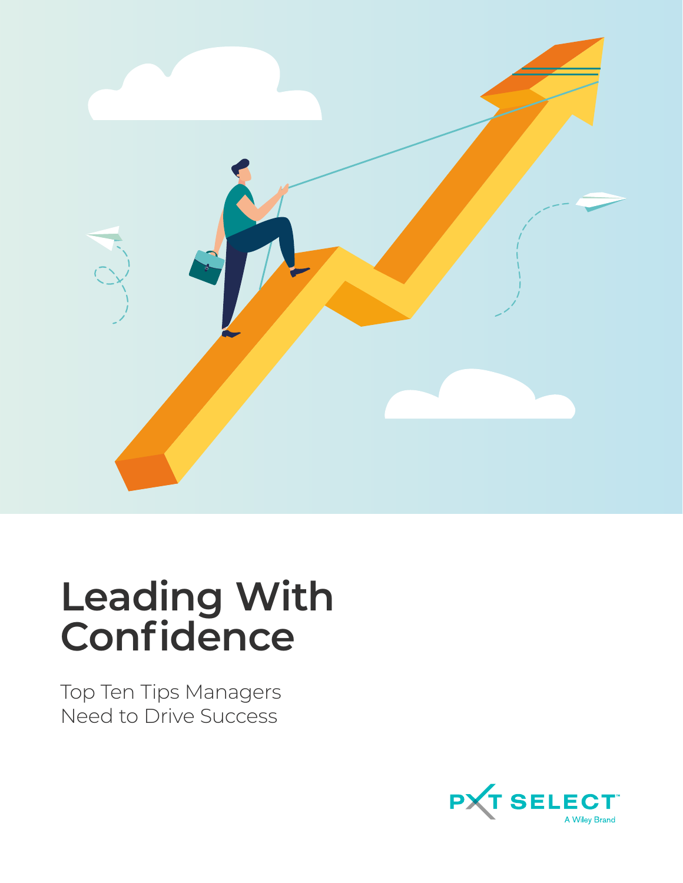# Leading With Confidence

Top Ten Tips Managers Need to Drive Success

PXT SELECT™
A Wiley Brand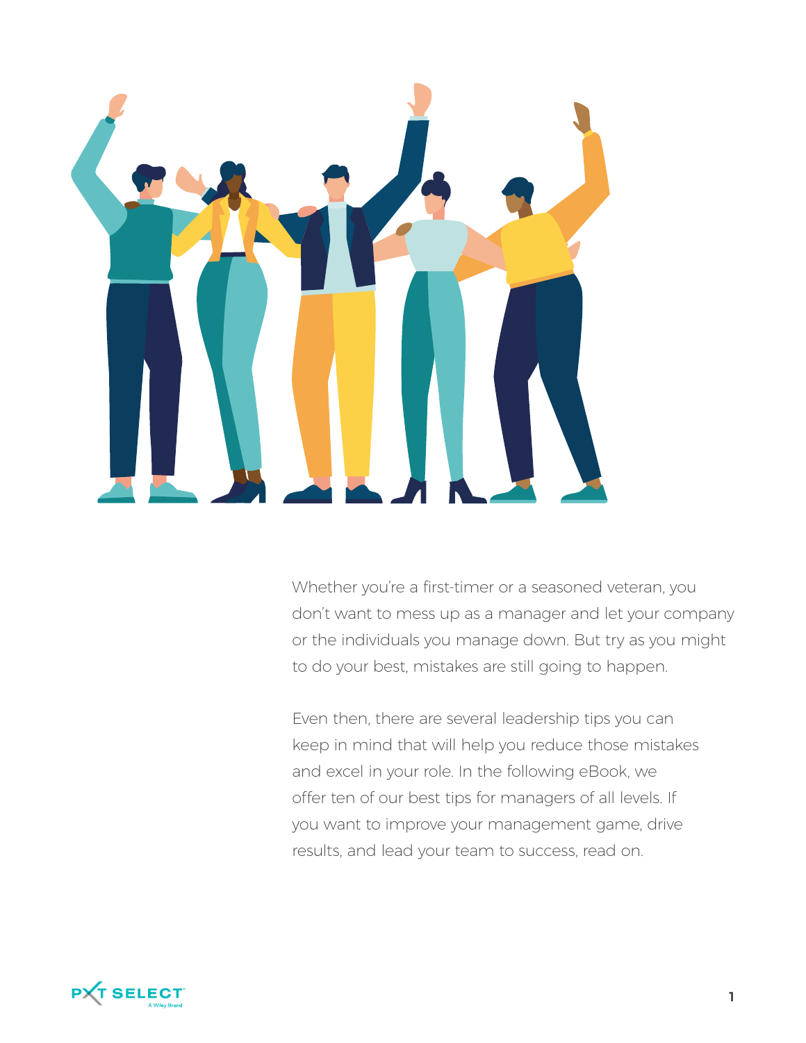Whether you're a first-timer or a seasoned veteran, you don't want to mess up as a manager and let your company or the individuals you manage down. But try as you might to do your best, mistakes are still going to happen.

Even then, there are several leadership tips you can keep in mind that will help you reduce those mistakes and excel in your role. In the following eBook, we offer ten of our best tips for managers of all levels. If you want to improve your management game, drive results, and lead your team to success, read on.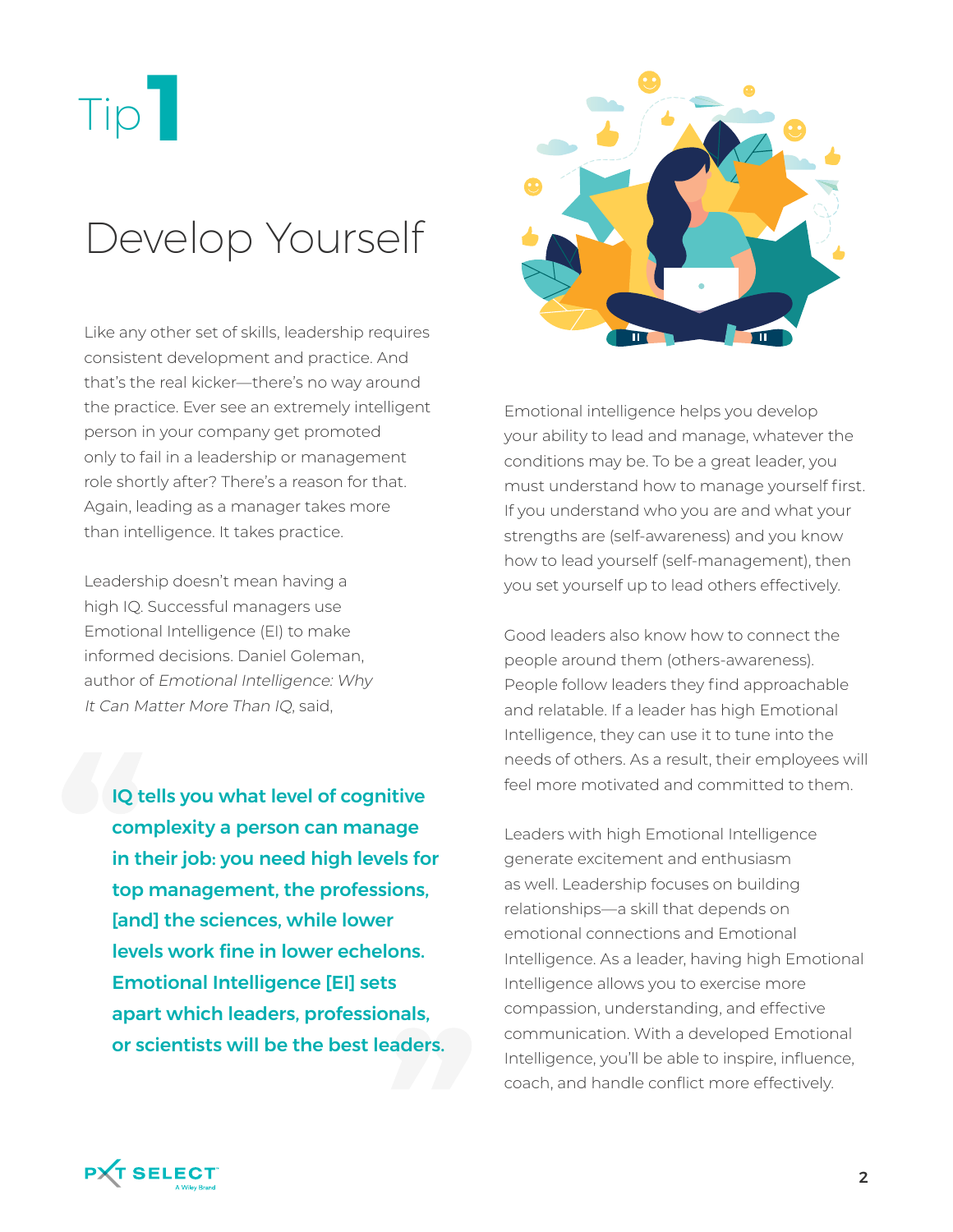# Tip 1

## Develop Yourself

Like any other set of skills, leadership requires consistent development and practice. And that's the real kicker—there's no way around the practice. Ever see an extremely intelligent person in your company get promoted only to fail in a leadership or management role shortly after? There's a reason for that. Again, leading as a manager takes more than intelligence. It takes practice.

Leadership doesn't mean having a high IQ. Successful managers use Emotional Intelligence (EI) to make informed decisions. Daniel Goleman, author of *Emotional Intelligence: Why It Can Matter More Than IQ*, said,

> **IQ tells you what level of cognitive complexity a person can manage in their job: you need high levels for top management, the professions, [and] the sciences, while lower levels work fine in lower echelons. Emotional Intelligence [EI] sets apart which leaders, professionals, or scientists will be the best leaders.**

Emotional intelligence helps you develop your ability to lead and manage, whatever the conditions may be. To be a great leader, you must understand how to manage yourself first. If you understand who you are and what your strengths are (self-awareness) and you know how to lead yourself (self-management), then you set yourself up to lead others effectively.

Good leaders also know how to connect the people around them (others-awareness). People follow leaders they find approachable and relatable. If a leader has high Emotional Intelligence, they can use it to tune into the needs of others. As a result, their employees will feel more motivated and committed to them.

Leaders with high Emotional Intelligence generate excitement and enthusiasm as well. Leadership focuses on building relationships—a skill that depends on emotional connections and Emotional Intelligence. As a leader, having high Emotional Intelligence allows you to exercise more compassion, understanding, and effective communication. With a developed Emotional Intelligence, you'll be able to inspire, influence, coach, and handle conflict more effectively.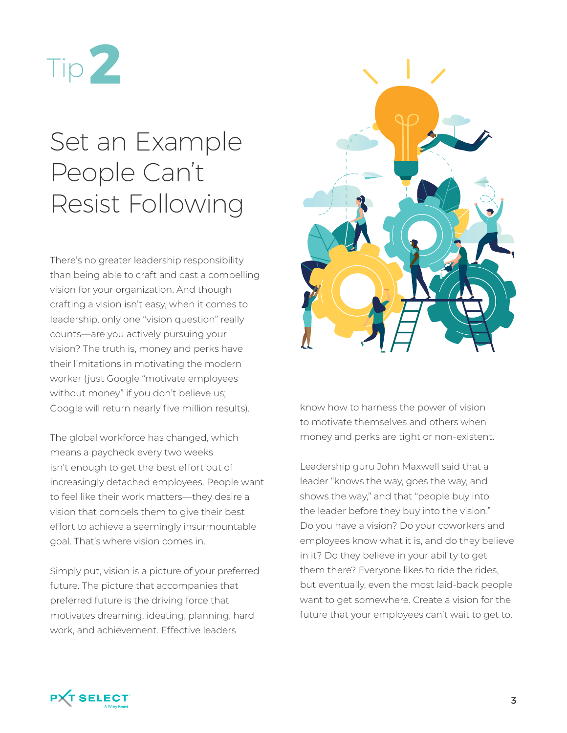# Tip 2

## Set an Example People Can't Resist Following

There's no greater leadership responsibility than being able to craft and cast a compelling vision for your organization. And though crafting a vision isn't easy, when it comes to leadership, only one "vision question" really counts—are you actively pursuing your vision? The truth is, money and perks have their limitations in motivating the modern worker (just Google "motivate employees without money" if you don't believe us; Google will return nearly five million results).

The global workforce has changed, which means a paycheck every two weeks isn't enough to get the best effort out of increasingly detached employees. People want to feel like their work matters—they desire a vision that compels them to give their best effort to achieve a seemingly insurmountable goal. That's where vision comes in.

Simply put, vision is a picture of your preferred future. The picture that accompanies that preferred future is the driving force that motivates dreaming, ideating, planning, hard work, and achievement. Effective leaders know how to harness the power of vision to motivate themselves and others when money and perks are tight or non-existent.

Leadership guru John Maxwell said that a leader "knows the way, goes the way, and shows the way," and that "people buy into the leader before they buy into the vision." Do you have a vision? Do your coworkers and employees know what it is, and do they believe in it? Do they believe in your ability to get them there? Everyone likes to ride the rides, but eventually, even the most laid-back people want to get somewhere. Create a vision for the future that your employees can't wait to get to.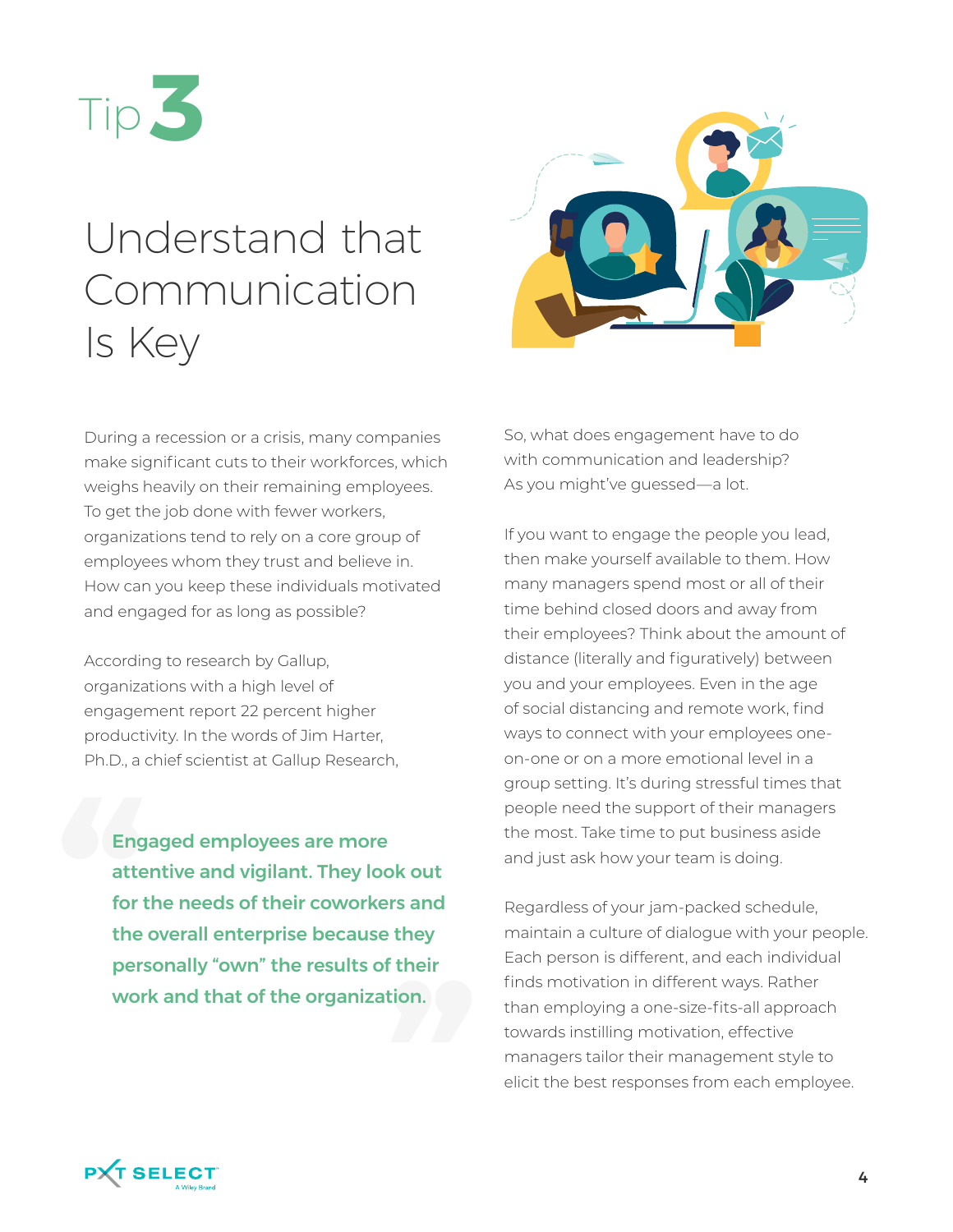# Tip 3

## Understand that Communication Is Key

During a recession or a crisis, many companies make significant cuts to their workforces, which weighs heavily on their remaining employees. To get the job done with fewer workers, organizations tend to rely on a core group of employees whom they trust and believe in. How can you keep these individuals motivated and engaged for as long as possible?

According to research by Gallup, organizations with a high level of engagement report 22 percent higher productivity. In the words of Jim Harter, Ph.D., a chief scientist at Gallup Research,

> **"Engaged employees are more attentive and vigilant. They look out for the needs of their coworkers and the overall enterprise because they personally "own" the results of their work and that of the organization."**

So, what does engagement have to do with communication and leadership? As you might've guessed—a lot.

If you want to engage the people you lead, then make yourself available to them. How many managers spend most or all of their time behind closed doors and away from their employees? Think about the amount of distance (literally and figuratively) between you and your employees. Even in the age of social distancing and remote work, find ways to connect with your employees one-on-one or on a more emotional level in a group setting. It's during stressful times that people need the support of their managers the most. Take time to put business aside and just ask how your team is doing.

Regardless of your jam-packed schedule, maintain a culture of dialogue with your people. Each person is different, and each individual finds motivation in different ways. Rather than employing a one-size-fits-all approach towards instilling motivation, effective managers tailor their management style to elicit the best responses from each employee.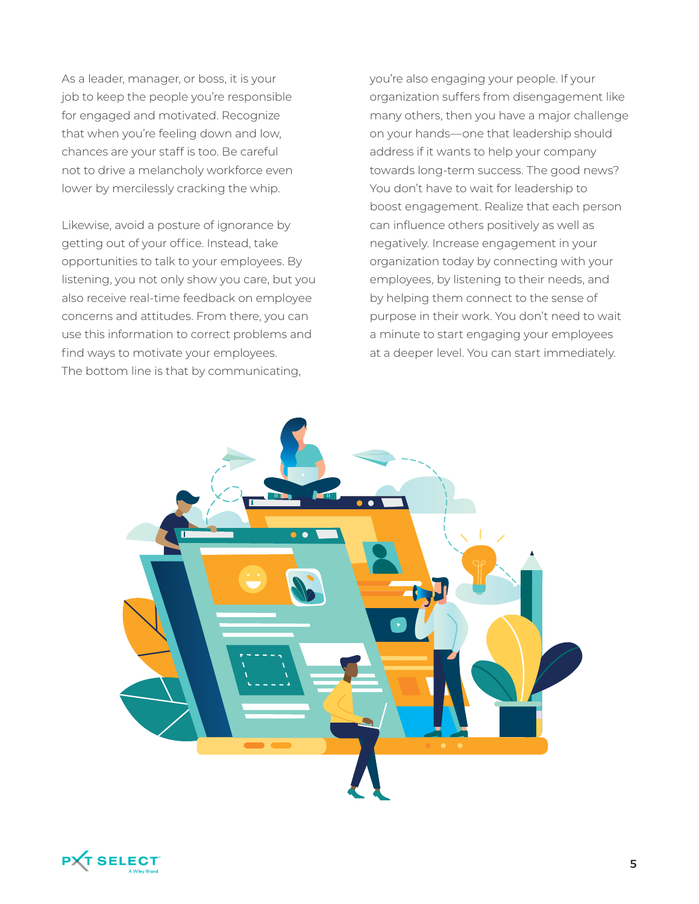As a leader, manager, or boss, it is your job to keep the people you're responsible for engaged and motivated. Recognize that when you're feeling down and low, chances are your staff is too. Be careful not to drive a melancholy workforce even lower by mercilessly cracking the whip.

Likewise, avoid a posture of ignorance by getting out of your office. Instead, take opportunities to talk to your employees. By listening, you not only show you care, but you also receive real-time feedback on employee concerns and attitudes. From there, you can use this information to correct problems and find ways to motivate your employees. The bottom line is that by communicating, you're also engaging your people. If your organization suffers from disengagement like many others, then you have a major challenge on your hands—one that leadership should address if it wants to help your company towards long-term success. The good news? You don't have to wait for leadership to boost engagement. Realize that each person can influence others positively as well as negatively. Increase engagement in your organization today by connecting with your employees, by listening to their needs, and by helping them connect to the sense of purpose in their work. You don't need to wait a minute to start engaging your employees at a deeper level. You can start immediately.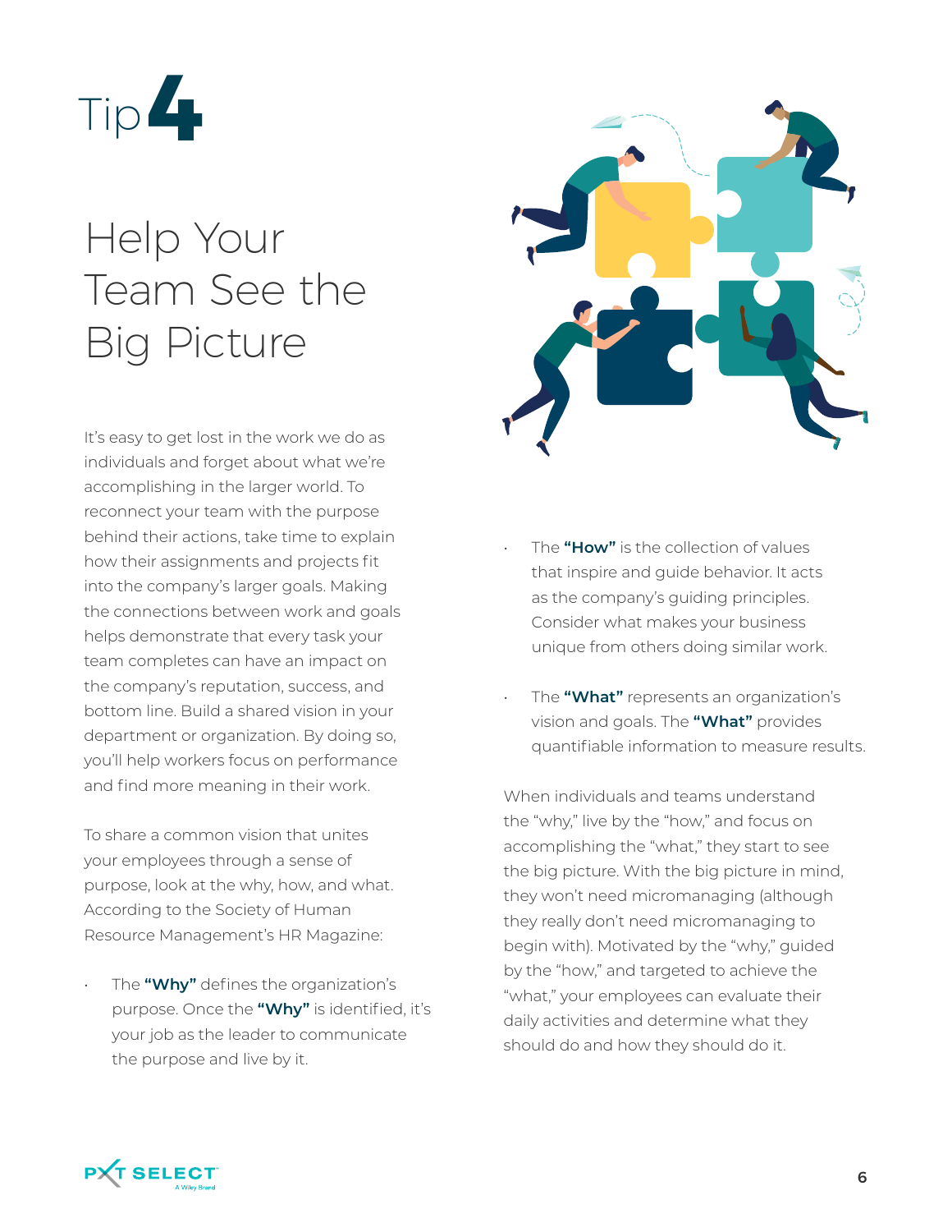# Tip 4

## Help Your Team See the Big Picture

It's easy to get lost in the work we do as individuals and forget about what we're accomplishing in the larger world. To reconnect your team with the purpose behind their actions, take time to explain how their assignments and projects fit into the company's larger goals. Making the connections between work and goals helps demonstrate that every task your team completes can have an impact on the company's reputation, success, and bottom line. Build a shared vision in your department or organization. By doing so, you'll help workers focus on performance and find more meaning in their work.

To share a common vision that unites your employees through a sense of purpose, look at the why, how, and what. According to the Society of Human Resource Management's HR Magazine:

- The **"Why"** defines the organization's purpose. Once the **"Why"** is identified, it's your job as the leader to communicate the purpose and live by it.
- The **"How"** is the collection of values that inspire and guide behavior. It acts as the company's guiding principles. Consider what makes your business unique from others doing similar work.
- The **"What"** represents an organization's vision and goals. The **"What"** provides quantifiable information to measure results.

When individuals and teams understand the "why," live by the "how," and focus on accomplishing the "what," they start to see the big picture. With the big picture in mind, they won't need micromanaging (although they really don't need micromanaging to begin with). Motivated by the "why," guided by the "how," and targeted to achieve the "what," your employees can evaluate their daily activities and determine what they should do and how they should do it.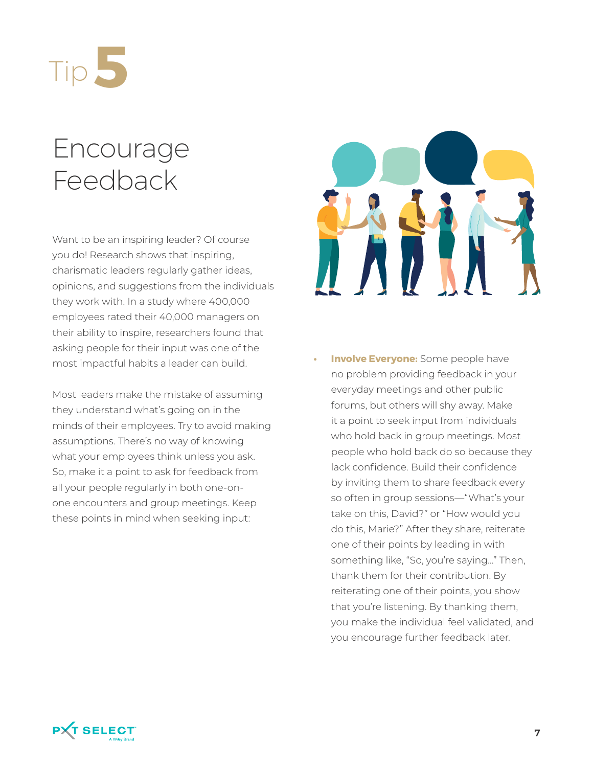# Tip 5

## Encourage Feedback

Want to be an inspiring leader? Of course you do! Research shows that inspiring, charismatic leaders regularly gather ideas, opinions, and suggestions from the individuals they work with. In a study where 400,000 employees rated their 40,000 managers on their ability to inspire, researchers found that asking people for their input was one of the most impactful habits a leader can build.

Most leaders make the mistake of assuming they understand what's going on in the minds of their employees. Try to avoid making assumptions. There's no way of knowing what your employees think unless you ask. So, make it a point to ask for feedback from all your people regularly in both one-on-one encounters and group meetings. Keep these points in mind when seeking input:

- **Involve Everyone:** Some people have no problem providing feedback in your everyday meetings and other public forums, but others will shy away. Make it a point to seek input from individuals who hold back in group meetings. Most people who hold back do so because they lack confidence. Build their confidence by inviting them to share feedback every so often in group sessions—"What's your take on this, David?" or "How would you do this, Marie?" After they share, reiterate one of their points by leading in with something like, "So, you're saying..." Then, thank them for their contribution. By reiterating one of their points, you show that you're listening. By thanking them, you make the individual feel validated, and you encourage further feedback later.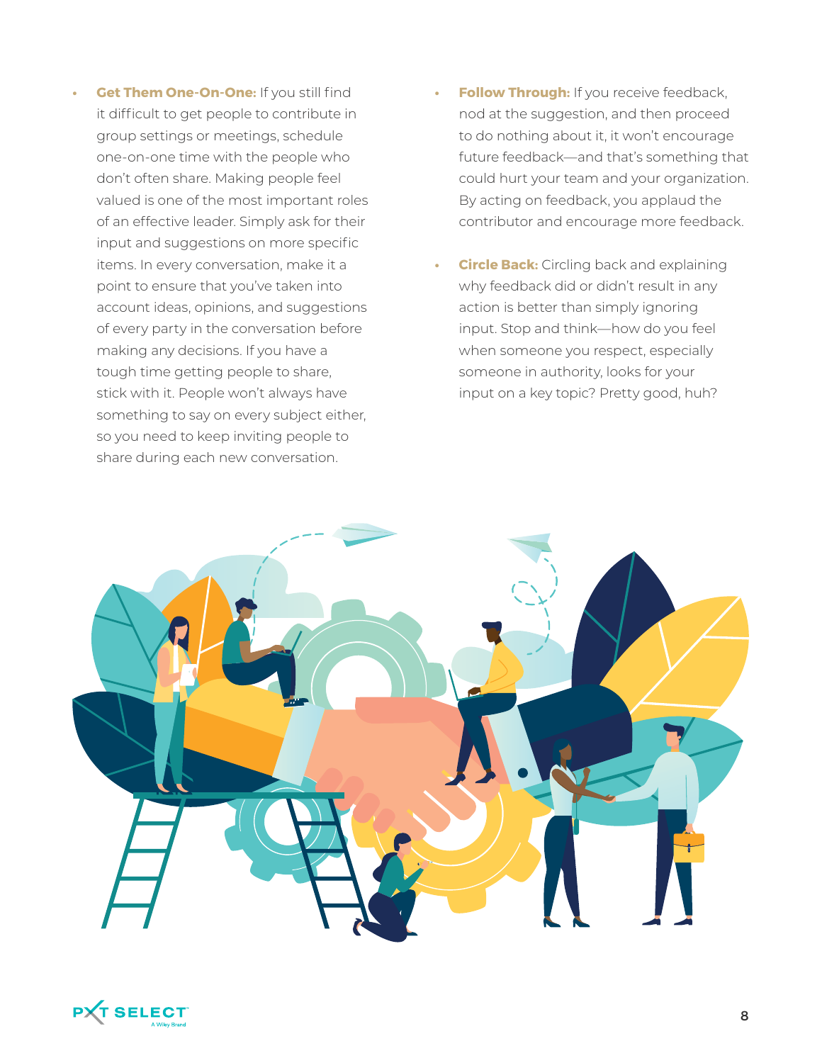- **Get Them One-On-One:** If you still find it difficult to get people to contribute in group settings or meetings, schedule one-on-one time with the people who don't often share. Making people feel valued is one of the most important roles of an effective leader. Simply ask for their input and suggestions on more specific items. In every conversation, make it a point to ensure that you've taken into account ideas, opinions, and suggestions of every party in the conversation before making any decisions. If you have a tough time getting people to share, stick with it. People won't always have something to say on every subject either, so you need to keep inviting people to share during each new conversation.

- **Follow Through:** If you receive feedback, nod at the suggestion, and then proceed to do nothing about it, it won't encourage future feedback—and that's something that could hurt your team and your organization. By acting on feedback, you applaud the contributor and encourage more feedback.

- **Circle Back:** Circling back and explaining why feedback did or didn't result in any action is better than simply ignoring input. Stop and think—how do you feel when someone you respect, especially someone in authority, looks for your input on a key topic? Pretty good, huh?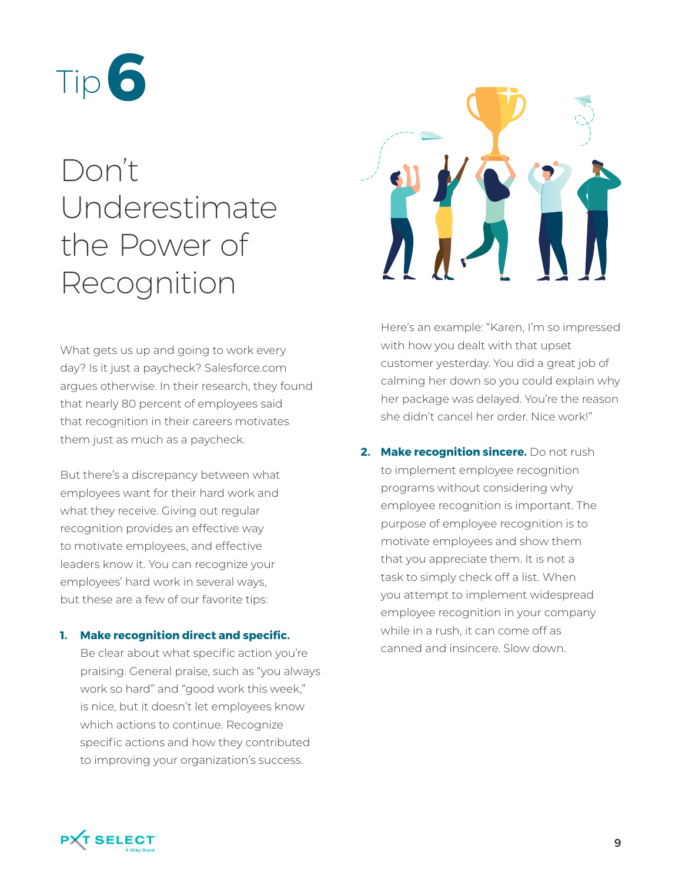# Tip 6

## Don't Underestimate the Power of Recognition

What gets us up and going to work every day? Is it just a paycheck? Salesforce.com argues otherwise. In their research, they found that nearly 80 percent of employees said that recognition in their careers motivates them just as much as a paycheck.

But there's a discrepancy between what employees want for their hard work and what they receive. Giving out regular recognition provides an effective way to motivate employees, and effective leaders know it. You can recognize your employees' hard work in several ways, but these are a few of our favorite tips:

1. **Make recognition direct and specific.** Be clear about what specific action you're praising. General praise, such as "you always work so hard" and "good work this week," is nice, but it doesn't let employees know which actions to continue. Recognize specific actions and how they contributed to improving your organization's success.

   Here's an example: "Karen, I'm so impressed with how you dealt with that upset customer yesterday. You did a great job of calming her down so you could explain why her package was delayed. You're the reason she didn't cancel her order. Nice work!"

2. **Make recognition sincere.** Do not rush to implement employee recognition programs without considering why employee recognition is important. The purpose of employee recognition is to motivate employees and show them that you appreciate them. It is not a task to simply check off a list. When you attempt to implement widespread employee recognition in your company while in a rush, it can come off as canned and insincere. Slow down.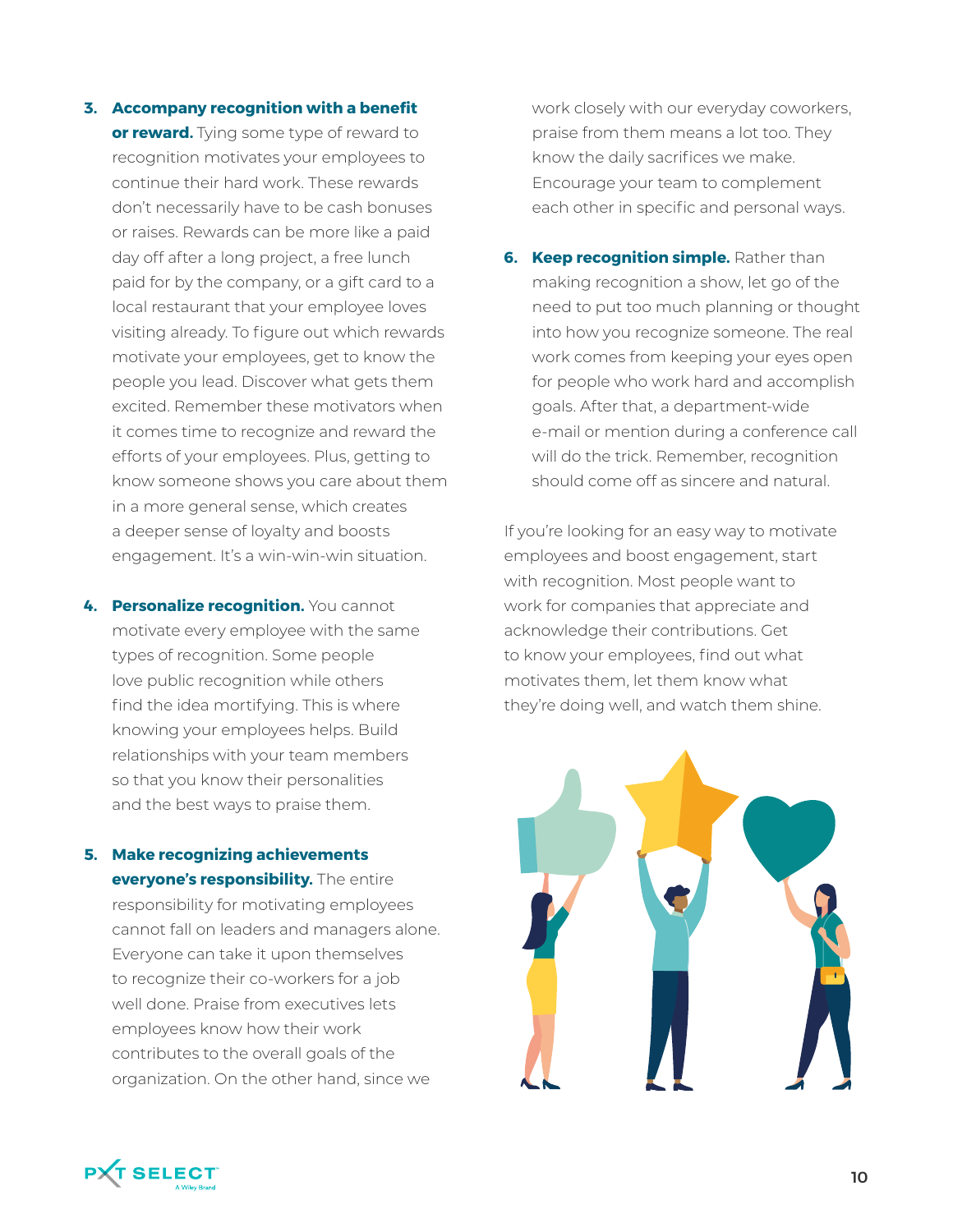3. **Accompany recognition with a benefit or reward.** Tying some type of reward to recognition motivates your employees to continue their hard work. These rewards don't necessarily have to be cash bonuses or raises. Rewards can be more like a paid day off after a long project, a free lunch paid for by the company, or a gift card to a local restaurant that your employee loves visiting already. To figure out which rewards motivate your employees, get to know the people you lead. Discover what gets them excited. Remember these motivators when it comes time to recognize and reward the efforts of your employees. Plus, getting to know someone shows you care about them in a more general sense, which creates a deeper sense of loyalty and boosts engagement. It's a win-win-win situation.

4. **Personalize recognition.** You cannot motivate every employee with the same types of recognition. Some people love public recognition while others find the idea mortifying. This is where knowing your employees helps. Build relationships with your team members so that you know their personalities and the best ways to praise them.

5. **Make recognizing achievements everyone's responsibility.** The entire responsibility for motivating employees cannot fall on leaders and managers alone. Everyone can take it upon themselves to recognize their co-workers for a job well done. Praise from executives lets employees know how their work contributes to the overall goals of the organization. On the other hand, since we work closely with our everyday coworkers, praise from them means a lot too. They know the daily sacrifices we make. Encourage your team to complement each other in specific and personal ways.

6. **Keep recognition simple.** Rather than making recognition a show, let go of the need to put too much planning or thought into how you recognize someone. The real work comes from keeping your eyes open for people who work hard and accomplish goals. After that, a department-wide e-mail or mention during a conference call will do the trick. Remember, recognition should come off as sincere and natural.

If you're looking for an easy way to motivate employees and boost engagement, start with recognition. Most people want to work for companies that appreciate and acknowledge their contributions. Get to know your employees, find out what motivates them, let them know what they're doing well, and watch them shine.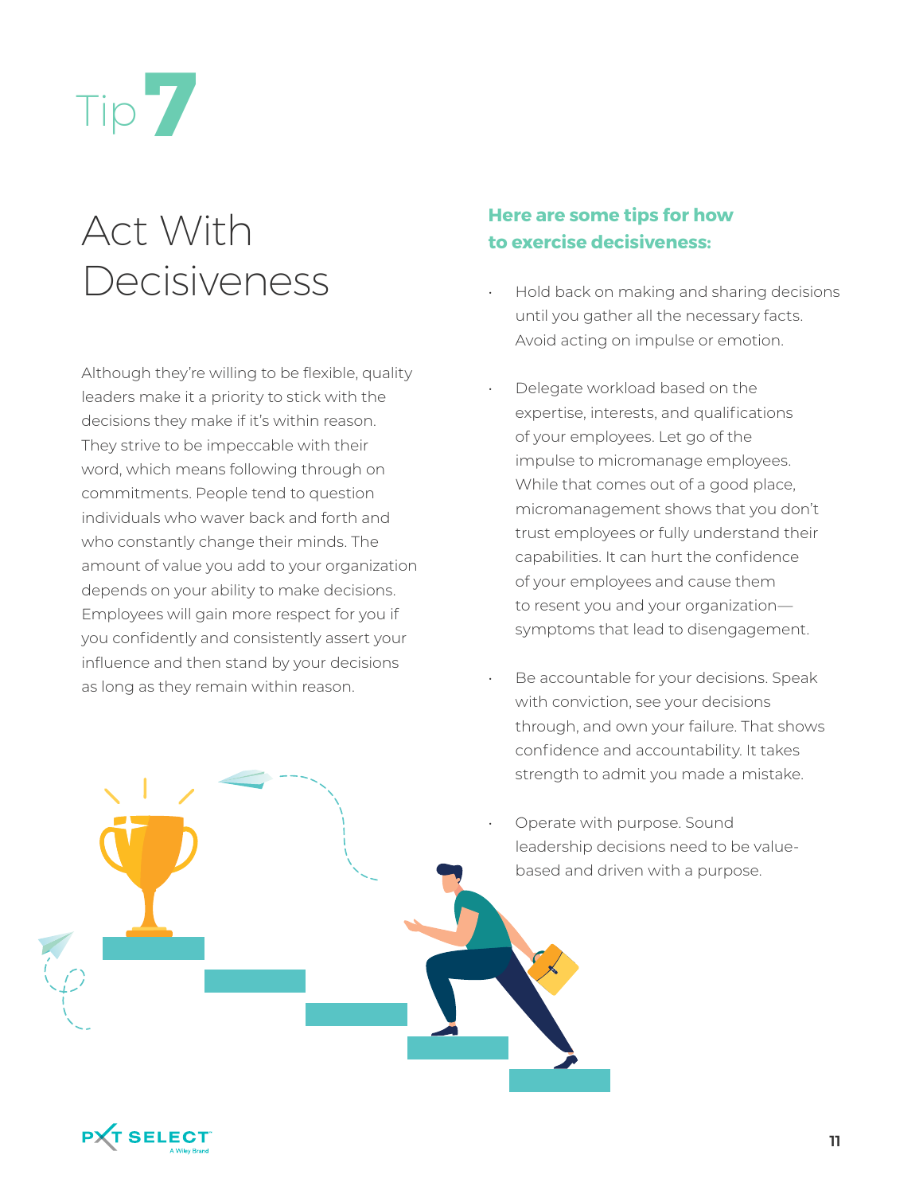# Tip 7

## Act With Decisiveness

Although they're willing to be flexible, quality leaders make it a priority to stick with the decisions they make if it's within reason. They strive to be impeccable with their word, which means following through on commitments. People tend to question individuals who waver back and forth and who constantly change their minds. The amount of value you add to your organization depends on your ability to make decisions. Employees will gain more respect for you if you confidently and consistently assert your influence and then stand by your decisions as long as they remain within reason.

**Here are some tips for how to exercise decisiveness:**

- Hold back on making and sharing decisions until you gather all the necessary facts. Avoid acting on impulse or emotion.
- Delegate workload based on the expertise, interests, and qualifications of your employees. Let go of the impulse to micromanage employees. While that comes out of a good place, micromanagement shows that you don't trust employees or fully understand their capabilities. It can hurt the confidence of your employees and cause them to resent you and your organization—symptoms that lead to disengagement.
- Be accountable for your decisions. Speak with conviction, see your decisions through, and own your failure. That shows confidence and accountability. It takes strength to admit you made a mistake.
- Operate with purpose. Sound leadership decisions need to be value-based and driven with a purpose.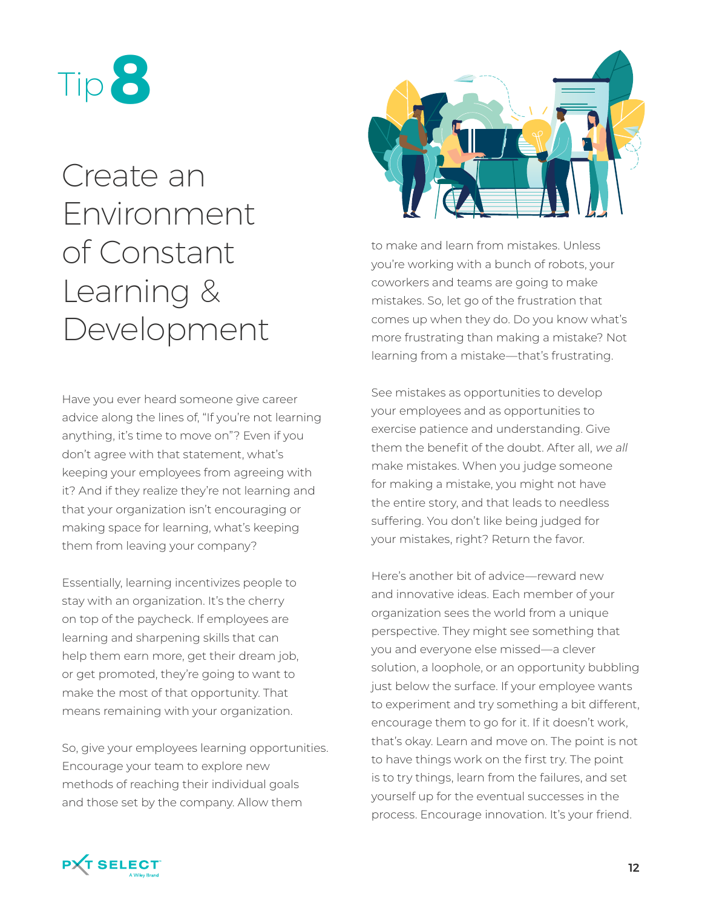# Tip 8

## Create an Environment of Constant Learning & Development

Have you ever heard someone give career advice along the lines of, "If you're not learning anything, it's time to move on"? Even if you don't agree with that statement, what's keeping your employees from agreeing with it? And if they realize they're not learning and that your organization isn't encouraging or making space for learning, what's keeping them from leaving your company?

Essentially, learning incentivizes people to stay with an organization. It's the cherry on top of the paycheck. If employees are learning and sharpening skills that can help them earn more, get their dream job, or get promoted, they're going to want to make the most of that opportunity. That means remaining with your organization.

So, give your employees learning opportunities. Encourage your team to explore new methods of reaching their individual goals and those set by the company. Allow them to make and learn from mistakes. Unless you're working with a bunch of robots, your coworkers and teams are going to make mistakes. So, let go of the frustration that comes up when they do. Do you know what's more frustrating than making a mistake? Not learning from a mistake—that's frustrating.

See mistakes as opportunities to develop your employees and as opportunities to exercise patience and understanding. Give them the benefit of the doubt. After all, *we all* make mistakes. When you judge someone for making a mistake, you might not have the entire story, and that leads to needless suffering. You don't like being judged for your mistakes, right? Return the favor.

Here's another bit of advice—reward new and innovative ideas. Each member of your organization sees the world from a unique perspective. They might see something that you and everyone else missed—a clever solution, a loophole, or an opportunity bubbling just below the surface. If your employee wants to experiment and try something a bit different, encourage them to go for it. If it doesn't work, that's okay. Learn and move on. The point is not to have things work on the first try. The point is to try things, learn from the failures, and set yourself up for the eventual successes in the process. Encourage innovation. It's your friend.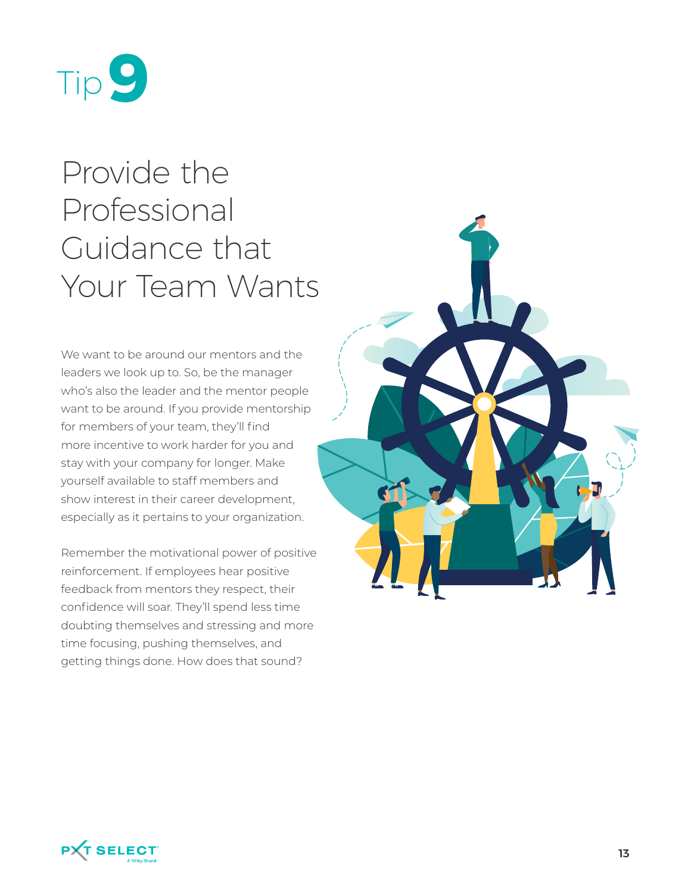# Tip 9

## Provide the Professional Guidance that Your Team Wants

We want to be around our mentors and the leaders we look up to. So, be the manager who's also the leader and the mentor people want to be around. If you provide mentorship for members of your team, they'll find more incentive to work harder for you and stay with your company for longer. Make yourself available to staff members and show interest in their career development, especially as it pertains to your organization.

Remember the motivational power of positive reinforcement. If employees hear positive feedback from mentors they respect, their confidence will soar. They'll spend less time doubting themselves and stressing and more time focusing, pushing themselves, and getting things done. How does that sound?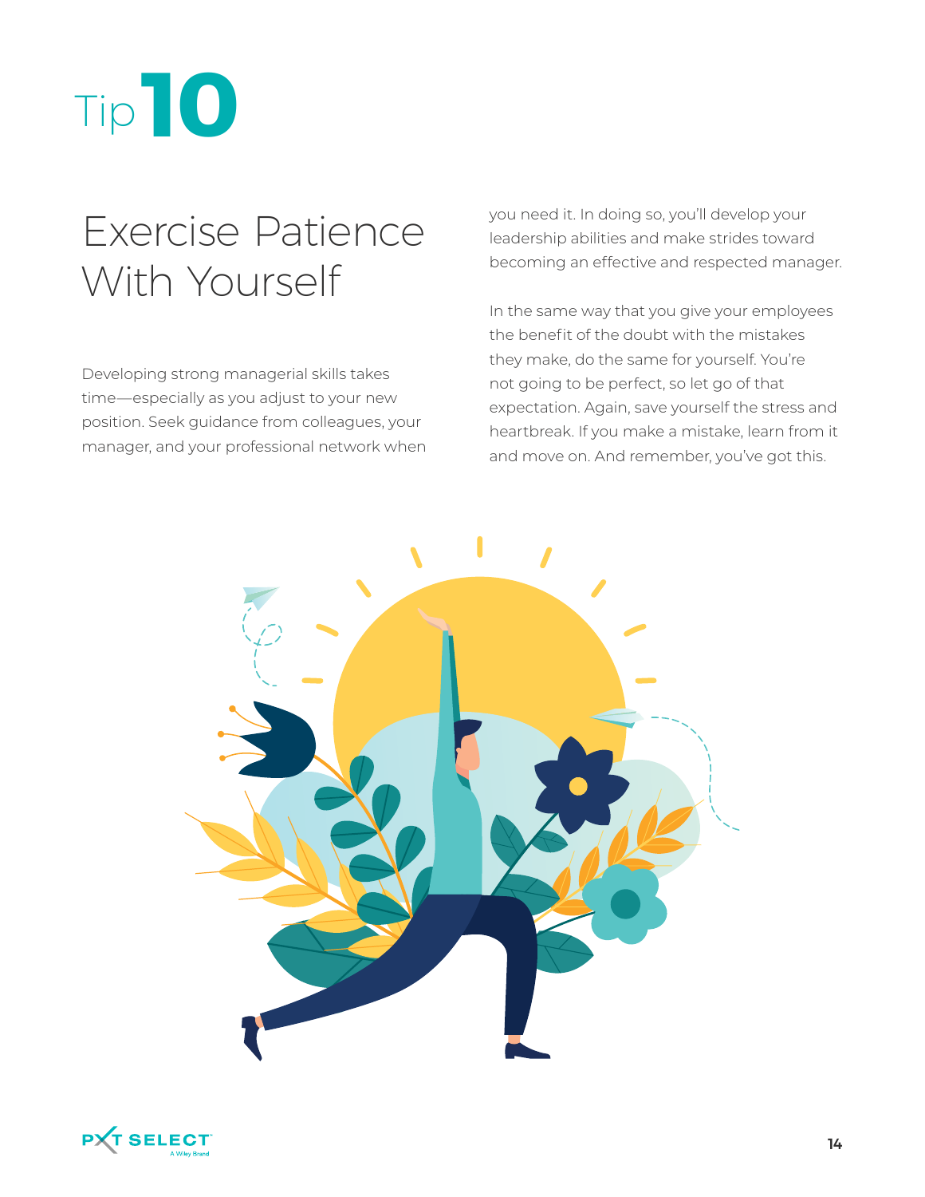# Tip 10

## Exercise Patience With Yourself

Developing strong managerial skills takes time—especially as you adjust to your new position. Seek guidance from colleagues, your manager, and your professional network when you need it. In doing so, you'll develop your leadership abilities and make strides toward becoming an effective and respected manager.

In the same way that you give your employees the benefit of the doubt with the mistakes they make, do the same for yourself. You're not going to be perfect, so let go of that expectation. Again, save yourself the stress and heartbreak. If you make a mistake, learn from it and move on. And remember, you've got this.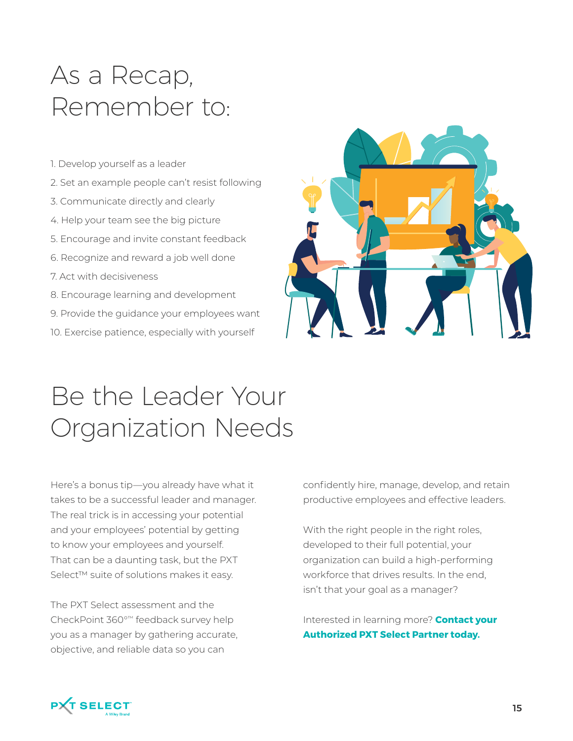# As a Recap, Remember to:

1. Develop yourself as a leader
2. Set an example people can't resist following
3. Communicate directly and clearly
4. Help your team see the big picture
5. Encourage and invite constant feedback
6. Recognize and reward a job well done
7. Act with decisiveness
8. Encourage learning and development
9. Provide the guidance your employees want
10. Exercise patience, especially with yourself

# Be the Leader Your Organization Needs

Here's a bonus tip—you already have what it takes to be a successful leader and manager. The real trick is in accessing your potential and your employees' potential by getting to know your employees and yourself. That can be a daunting task, but the PXT Select™ suite of solutions makes it easy.

The PXT Select assessment and the CheckPoint 360°™ feedback survey help you as a manager by gathering accurate, objective, and reliable data so you can confidently hire, manage, develop, and retain productive employees and effective leaders.

With the right people in the right roles, developed to their full potential, your organization can build a high-performing workforce that drives results. In the end, isn't that your goal as a manager?

Interested in learning more? **Contact your Authorized PXT Select Partner today.**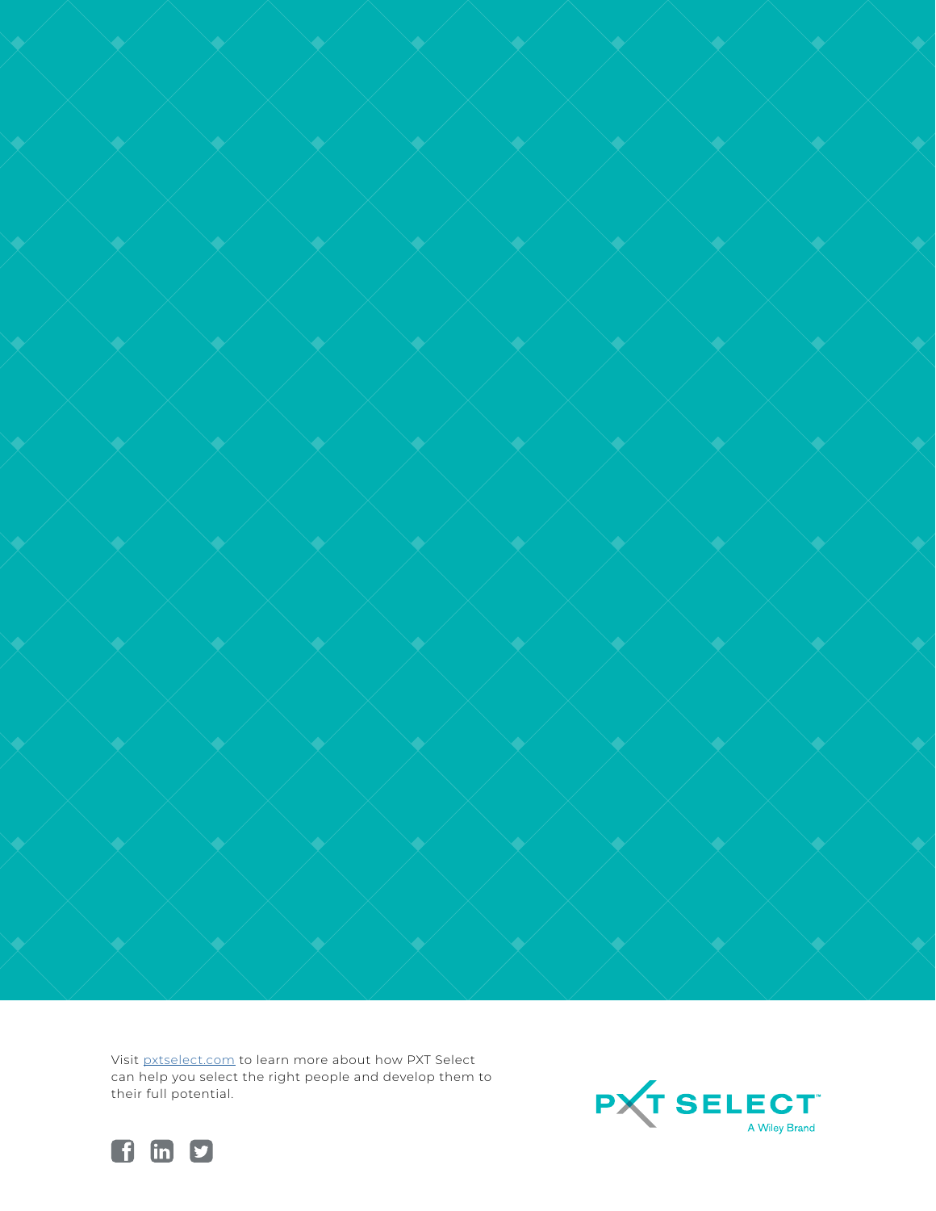Visit pxtselect.com to learn more about how PXT Select can help you select the right people and develop them to their full potential.

PXT SELECT™
A Wiley Brand